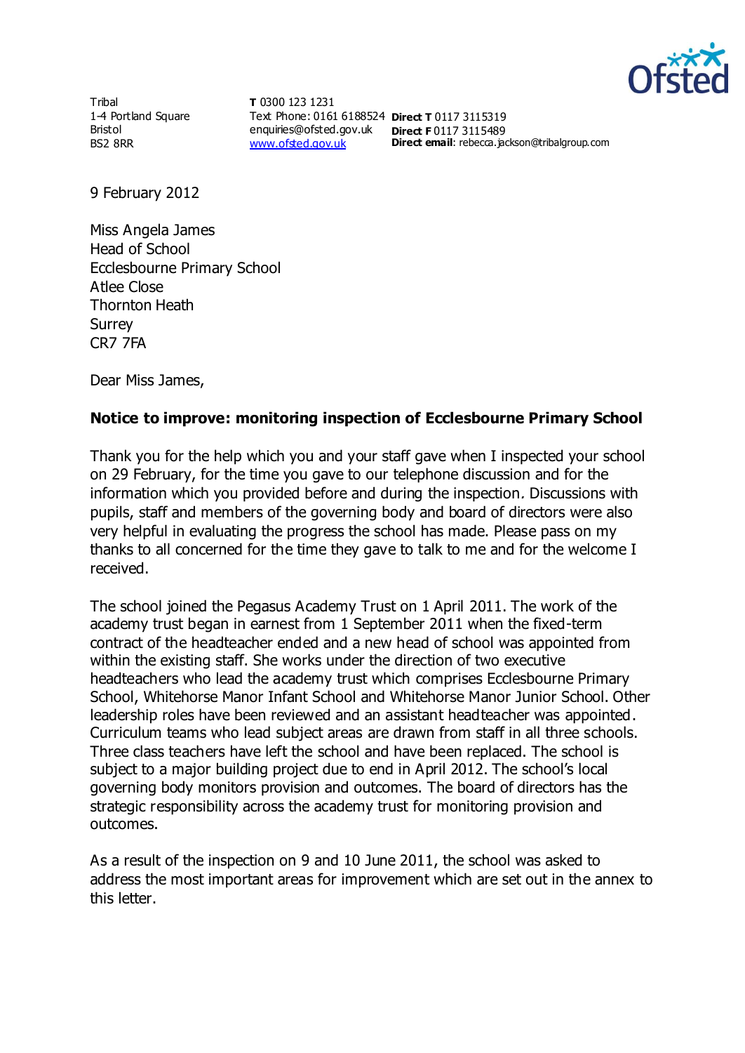Tribal
1-4 Portland Square
Bristol
BS2 8RR

**T** 0300 123 1231
Text Phone: 0161 6188524
enquiries@ofsted.gov.uk
www.ofsted.gov.uk

**Direct T** 0117 3115319
**Direct F** 0117 3115489
**Direct email**: rebecca.jackson@tribalgroup.com

9 February 2012

Miss Angela James
Head of School
Ecclesbourne Primary School
Atlee Close
Thornton Heath
Surrey
CR7 7FA

Dear Miss James,

**Notice to improve: monitoring inspection of Ecclesbourne Primary School**

Thank you for the help which you and your staff gave when I inspected your school on 29 February, for the time you gave to our telephone discussion and for the information which you provided before and during the inspection. Discussions with pupils, staff and members of the governing body and board of directors were also very helpful in evaluating the progress the school has made. Please pass on my thanks to all concerned for the time they gave to talk to me and for the welcome I received.

The school joined the Pegasus Academy Trust on 1 April 2011. The work of the academy trust began in earnest from 1 September 2011 when the fixed-term contract of the headteacher ended and a new head of school was appointed from within the existing staff. She works under the direction of two executive headteachers who lead the academy trust which comprises Ecclesbourne Primary School, Whitehorse Manor Infant School and Whitehorse Manor Junior School. Other leadership roles have been reviewed and an assistant headteacher was appointed. Curriculum teams who lead subject areas are drawn from staff in all three schools. Three class teachers have left the school and have been replaced. The school is subject to a major building project due to end in April 2012. The school's local governing body monitors provision and outcomes. The board of directors has the strategic responsibility across the academy trust for monitoring provision and outcomes.

As a result of the inspection on 9 and 10 June 2011, the school was asked to address the most important areas for improvement which are set out in the annex to this letter.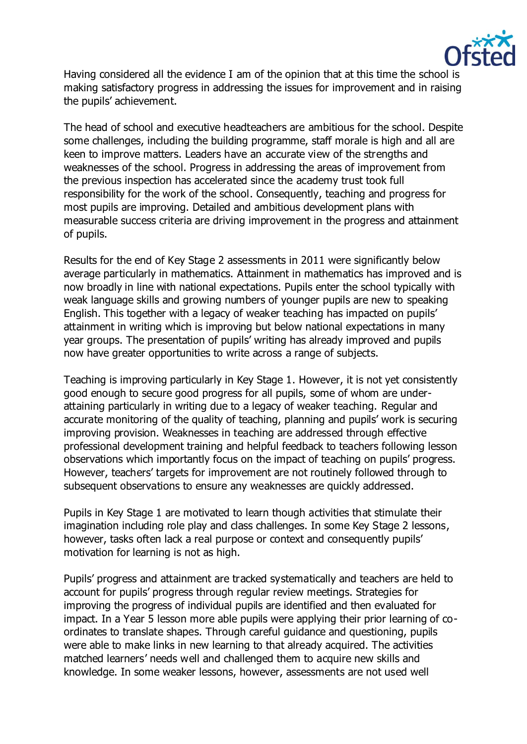Having considered all the evidence I am of the opinion that at this time the school is making satisfactory progress in addressing the issues for improvement and in raising the pupils' achievement.

The head of school and executive headteachers are ambitious for the school. Despite some challenges, including the building programme, staff morale is high and all are keen to improve matters. Leaders have an accurate view of the strengths and weaknesses of the school. Progress in addressing the areas of improvement from the previous inspection has accelerated since the academy trust took full responsibility for the work of the school. Consequently, teaching and progress for most pupils are improving. Detailed and ambitious development plans with measurable success criteria are driving improvement in the progress and attainment of pupils.

Results for the end of Key Stage 2 assessments in 2011 were significantly below average particularly in mathematics. Attainment in mathematics has improved and is now broadly in line with national expectations. Pupils enter the school typically with weak language skills and growing numbers of younger pupils are new to speaking English. This together with a legacy of weaker teaching has impacted on pupils' attainment in writing which is improving but below national expectations in many year groups. The presentation of pupils' writing has already improved and pupils now have greater opportunities to write across a range of subjects.

Teaching is improving particularly in Key Stage 1. However, it is not yet consistently good enough to secure good progress for all pupils, some of whom are under-attaining particularly in writing due to a legacy of weaker teaching. Regular and accurate monitoring of the quality of teaching, planning and pupils' work is securing improving provision. Weaknesses in teaching are addressed through effective professional development training and helpful feedback to teachers following lesson observations which importantly focus on the impact of teaching on pupils' progress. However, teachers' targets for improvement are not routinely followed through to subsequent observations to ensure any weaknesses are quickly addressed.

Pupils in Key Stage 1 are motivated to learn though activities that stimulate their imagination including role play and class challenges. In some Key Stage 2 lessons, however, tasks often lack a real purpose or context and consequently pupils' motivation for learning is not as high.

Pupils' progress and attainment are tracked systematically and teachers are held to account for pupils' progress through regular review meetings. Strategies for improving the progress of individual pupils are identified and then evaluated for impact. In a Year 5 lesson more able pupils were applying their prior learning of co-ordinates to translate shapes. Through careful guidance and questioning, pupils were able to make links in new learning to that already acquired. The activities matched learners' needs well and challenged them to acquire new skills and knowledge. In some weaker lessons, however, assessments are not used well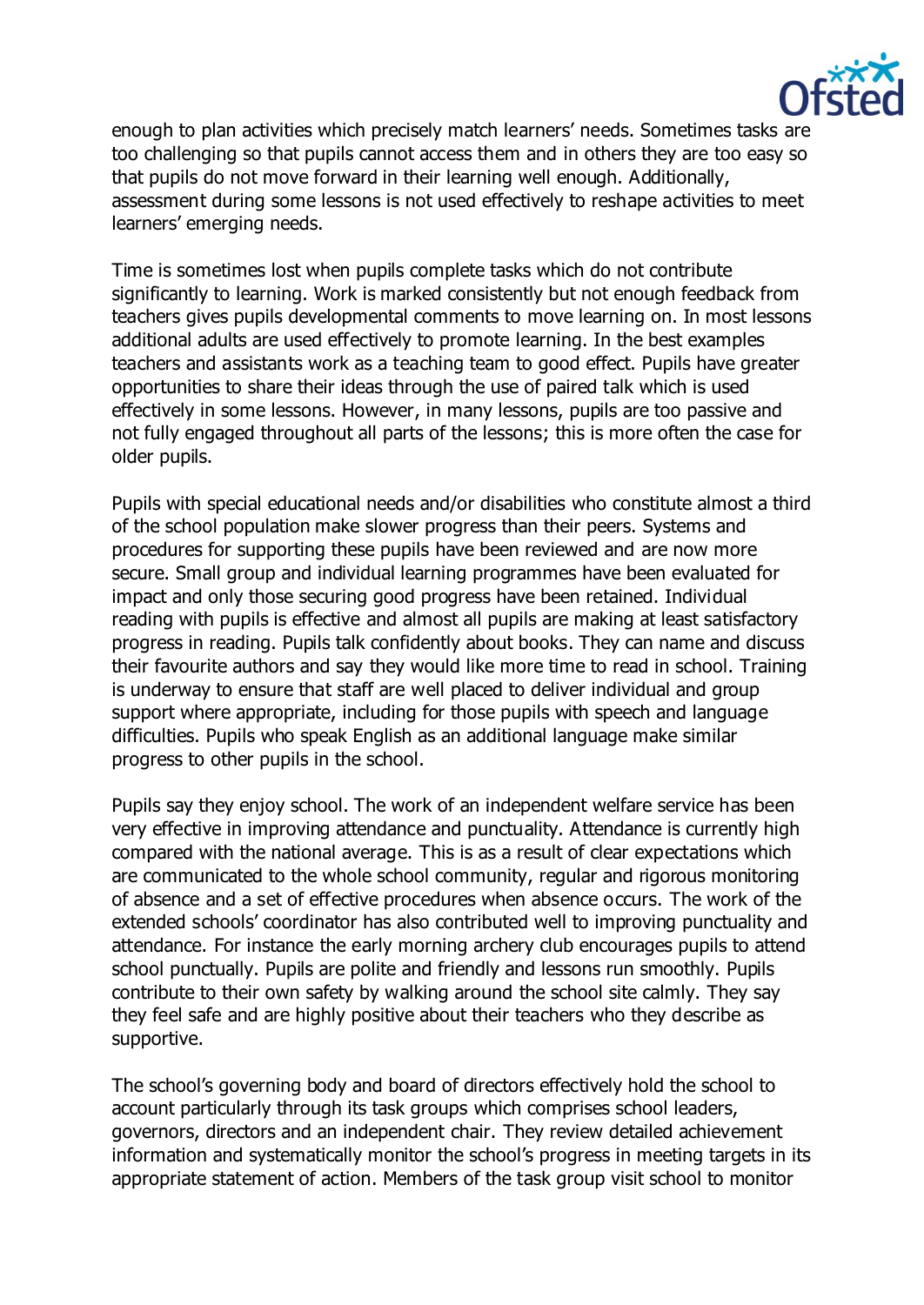enough to plan activities which precisely match learners' needs. Sometimes tasks are too challenging so that pupils cannot access them and in others they are too easy so that pupils do not move forward in their learning well enough. Additionally, assessment during some lessons is not used effectively to reshape activities to meet learners' emerging needs.

Time is sometimes lost when pupils complete tasks which do not contribute significantly to learning. Work is marked consistently but not enough feedback from teachers gives pupils developmental comments to move learning on. In most lessons additional adults are used effectively to promote learning. In the best examples teachers and assistants work as a teaching team to good effect. Pupils have greater opportunities to share their ideas through the use of paired talk which is used effectively in some lessons. However, in many lessons, pupils are too passive and not fully engaged throughout all parts of the lessons; this is more often the case for older pupils.

Pupils with special educational needs and/or disabilities who constitute almost a third of the school population make slower progress than their peers. Systems and procedures for supporting these pupils have been reviewed and are now more secure. Small group and individual learning programmes have been evaluated for impact and only those securing good progress have been retained. Individual reading with pupils is effective and almost all pupils are making at least satisfactory progress in reading. Pupils talk confidently about books. They can name and discuss their favourite authors and say they would like more time to read in school. Training is underway to ensure that staff are well placed to deliver individual and group support where appropriate, including for those pupils with speech and language difficulties. Pupils who speak English as an additional language make similar progress to other pupils in the school.

Pupils say they enjoy school. The work of an independent welfare service has been very effective in improving attendance and punctuality. Attendance is currently high compared with the national average. This is as a result of clear expectations which are communicated to the whole school community, regular and rigorous monitoring of absence and a set of effective procedures when absence occurs. The work of the extended schools' coordinator has also contributed well to improving punctuality and attendance. For instance the early morning archery club encourages pupils to attend school punctually. Pupils are polite and friendly and lessons run smoothly. Pupils contribute to their own safety by walking around the school site calmly. They say they feel safe and are highly positive about their teachers who they describe as supportive.

The school's governing body and board of directors effectively hold the school to account particularly through its task groups which comprises school leaders, governors, directors and an independent chair. They review detailed achievement information and systematically monitor the school's progress in meeting targets in its appropriate statement of action. Members of the task group visit school to monitor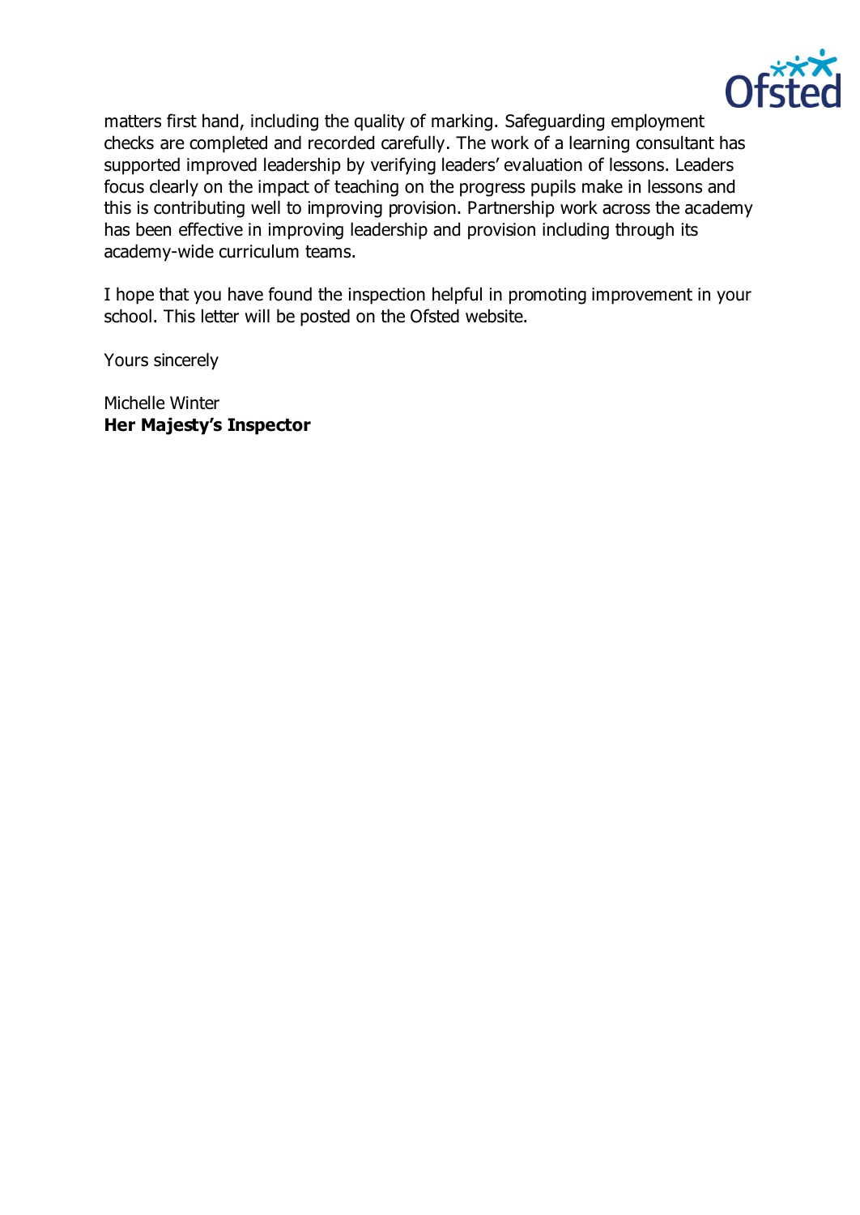matters first hand, including the quality of marking. Safeguarding employment checks are completed and recorded carefully. The work of a learning consultant has supported improved leadership by verifying leaders' evaluation of lessons. Leaders focus clearly on the impact of teaching on the progress pupils make in lessons and this is contributing well to improving provision. Partnership work across the academy has been effective in improving leadership and provision including through its academy-wide curriculum teams.

I hope that you have found the inspection helpful in promoting improvement in your school. This letter will be posted on the Ofsted website.

Yours sincerely

Michelle Winter
**Her Majesty's Inspector**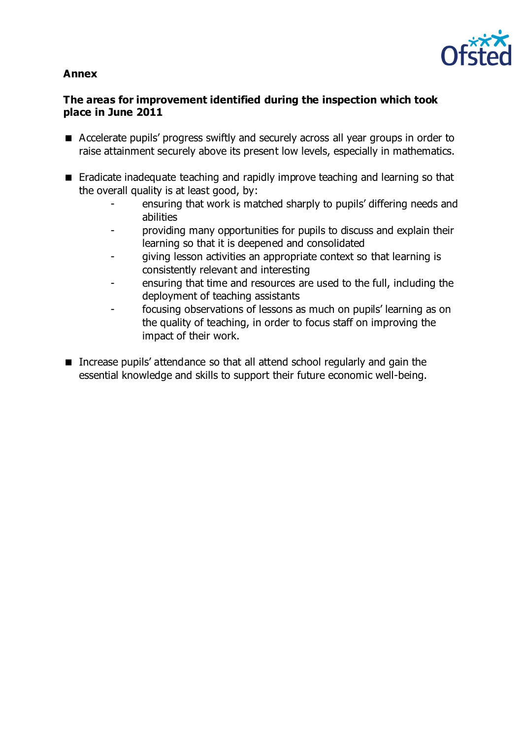**Annex**

**The areas for improvement identified during the inspection which took place in June 2011**

- Accelerate pupils' progress swiftly and securely across all year groups in order to raise attainment securely above its present low levels, especially in mathematics.

- Eradicate inadequate teaching and rapidly improve teaching and learning so that the overall quality is at least good, by:
  - ensuring that work is matched sharply to pupils' differing needs and abilities
  - providing many opportunities for pupils to discuss and explain their learning so that it is deepened and consolidated
  - giving lesson activities an appropriate context so that learning is consistently relevant and interesting
  - ensuring that time and resources are used to the full, including the deployment of teaching assistants
  - focusing observations of lessons as much on pupils' learning as on the quality of teaching, in order to focus staff on improving the impact of their work.

- Increase pupils' attendance so that all attend school regularly and gain the essential knowledge and skills to support their future economic well-being.